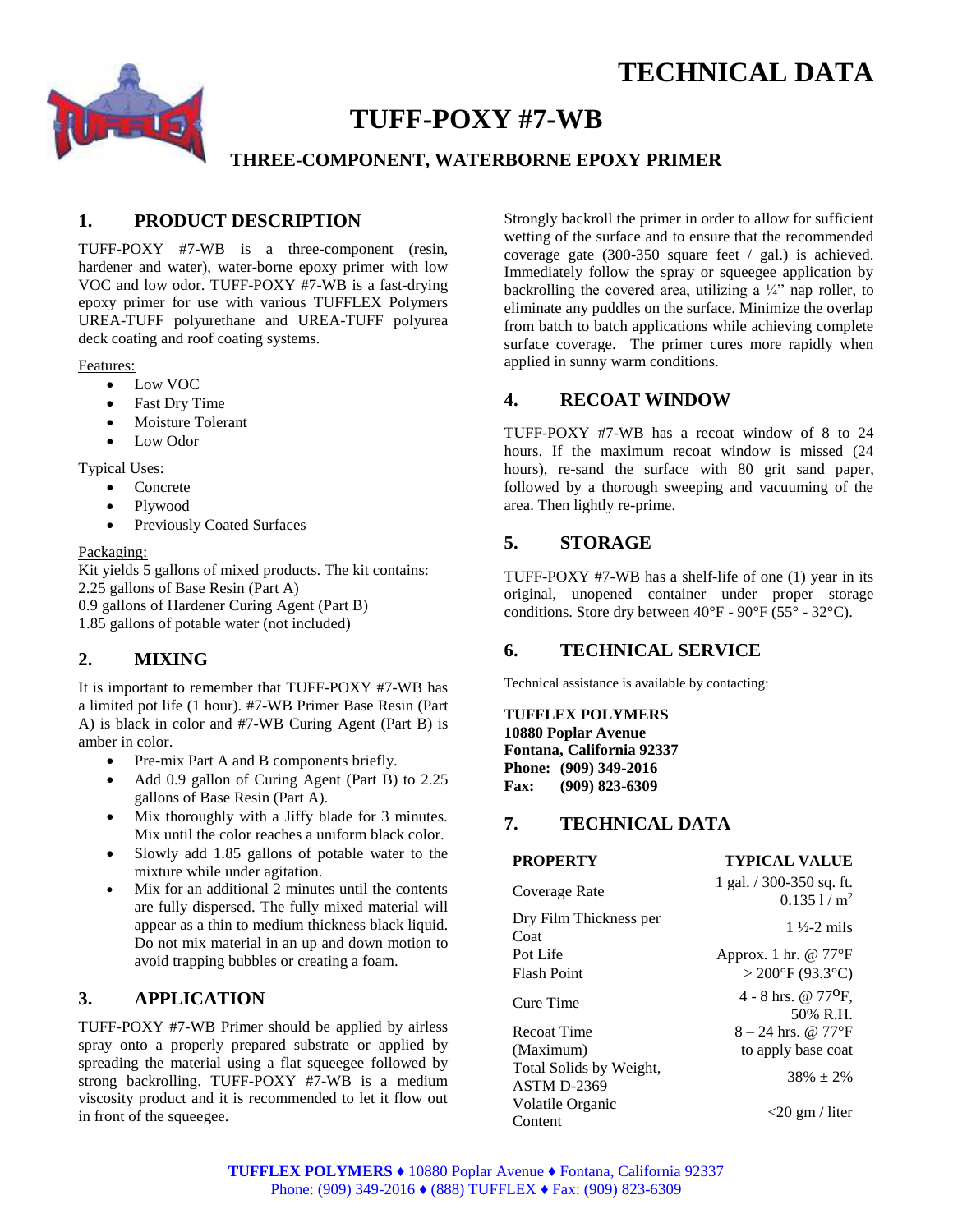# TECHNICAL DATA

# TUFF-POXY #7-WB

## THREE-COMPONENT, WATERBORNE EPOXY PRIMER

## 1. PRODUCT DESCRIPTION

TUFF-POXY #7-WB is a three-component (resin, hardener and water), water-borne epoxy primer with low VOC and low odor. TUFF-POXY #7-WB is a fast-drying epoxy primer for use with various TUFFLEX Polymers UREA-TUFF polyurethane and UREA-TUFF polyurea deck coating and roof coating systems.

Features:

- Low VOC
- Fast Dry Time
- Moisture Tolerant
- Low Odor

Typical Uses:

- Concrete
- Plywood
- Previously Coated Surfaces

Packaging:

Kit yields 5 gallons of mixed products. The kit contains:
2.25 gallons of Base Resin (Part A)
0.9 gallons of Hardener Curing Agent (Part B)
1.85 gallons of potable water (not included)

## 2. MIXING

It is important to remember that TUFF-POXY #7-WB has a limited pot life (1 hour). #7-WB Primer Base Resin (Part A) is black in color and #7-WB Curing Agent (Part B) is amber in color.

- Pre-mix Part A and B components briefly.
- Add 0.9 gallon of Curing Agent (Part B) to 2.25 gallons of Base Resin (Part A).
- Mix thoroughly with a Jiffy blade for 3 minutes. Mix until the color reaches a uniform black color.
- Slowly add 1.85 gallons of potable water to the mixture while under agitation.
- Mix for an additional 2 minutes until the contents are fully dispersed. The fully mixed material will appear as a thin to medium thickness black liquid. Do not mix material in an up and down motion to avoid trapping bubbles or creating a foam.

## 3. APPLICATION

TUFF-POXY #7-WB Primer should be applied by airless spray onto a properly prepared substrate or applied by spreading the material using a flat squeegee followed by strong backrolling. TUFF-POXY #7-WB is a medium viscosity product and it is recommended to let it flow out in front of the squeegee.

Strongly backroll the primer in order to allow for sufficient wetting of the surface and to ensure that the recommended coverage gate (300-350 square feet / gal.) is achieved. Immediately follow the spray or squeegee application by backrolling the covered area, utilizing a ¼" nap roller, to eliminate any puddles on the surface. Minimize the overlap from batch to batch applications while achieving complete surface coverage. The primer cures more rapidly when applied in sunny warm conditions.

## 4. RECOAT WINDOW

TUFF-POXY #7-WB has a recoat window of 8 to 24 hours. If the maximum recoat window is missed (24 hours), re-sand the surface with 80 grit sand paper, followed by a thorough sweeping and vacuuming of the area. Then lightly re-prime.

## 5. STORAGE

TUFF-POXY #7-WB has a shelf-life of one (1) year in its original, unopened container under proper storage conditions. Store dry between 40°F - 90°F (55° - 32°C).

## 6. TECHNICAL SERVICE

Technical assistance is available by contacting:

**TUFFLEX POLYMERS**
**10880 Poplar Avenue**
**Fontana, California 92337**
**Phone: (909) 349-2016**
**Fax: (909) 823-6309**

## 7. TECHNICAL DATA

| PROPERTY | TYPICAL VALUE |
|---|---|
| Coverage Rate | 1 gal. / 300-350 sq. ft. 0.135 l / m$^2$ |
| Dry Film Thickness per Coat | 1 ½-2 mils |
| Pot Life | Approx. 1 hr. @ 77°F |
| Flash Point | > 200°F (93.3°C) |
| Cure Time | 4 - 8 hrs. @ 77°F, 50% R.H. |
| Recoat Time (Maximum) | 8 – 24 hrs. @ 77°F to apply base coat |
| Total Solids by Weight, ASTM D-2369 | 38% ± 2% |
| Volatile Organic Content | <20 gm / liter |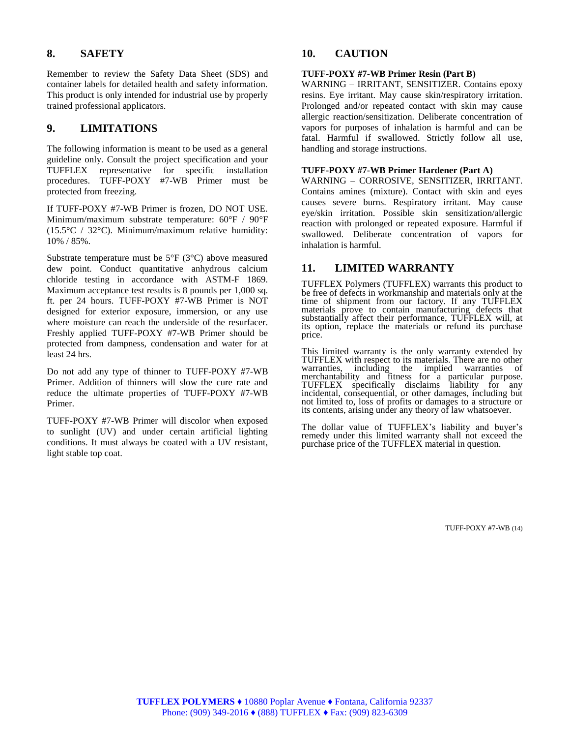## 8. SAFETY

Remember to review the Safety Data Sheet (SDS) and container labels for detailed health and safety information. This product is only intended for industrial use by properly trained professional applicators.

## 9. LIMITATIONS

The following information is meant to be used as a general guideline only. Consult the project specification and your TUFFLEX representative for specific installation procedures. TUFF-POXY #7-WB Primer must be protected from freezing.

If TUFF-POXY #7-WB Primer is frozen, DO NOT USE. Minimum/maximum substrate temperature: 60°F / 90°F (15.5°C / 32°C). Minimum/maximum relative humidity: 10% / 85%.

Substrate temperature must be 5°F (3°C) above measured dew point. Conduct quantitative anhydrous calcium chloride testing in accordance with ASTM-F 1869. Maximum acceptance test results is 8 pounds per 1,000 sq. ft. per 24 hours. TUFF-POXY #7-WB Primer is NOT designed for exterior exposure, immersion, or any use where moisture can reach the underside of the resurfacer. Freshly applied TUFF-POXY #7-WB Primer should be protected from dampness, condensation and water for at least 24 hrs.

Do not add any type of thinner to TUFF-POXY #7-WB Primer. Addition of thinners will slow the cure rate and reduce the ultimate properties of TUFF-POXY #7-WB Primer.

TUFF-POXY #7-WB Primer will discolor when exposed to sunlight (UV) and under certain artificial lighting conditions. It must always be coated with a UV resistant, light stable top coat.

## 10. CAUTION

**TUFF-POXY #7-WB Primer Resin (Part B)**

WARNING – IRRITANT, SENSITIZER. Contains epoxy resins. Eye irritant. May cause skin/respiratory irritation. Prolonged and/or repeated contact with skin may cause allergic reaction/sensitization. Deliberate concentration of vapors for purposes of inhalation is harmful and can be fatal. Harmful if swallowed. Strictly follow all use, handling and storage instructions.

**TUFF-POXY #7-WB Primer Hardener (Part A)**

WARNING – CORROSIVE, SENSITIZER, IRRITANT. Contains amines (mixture). Contact with skin and eyes causes severe burns. Respiratory irritant. May cause eye/skin irritation. Possible skin sensitization/allergic reaction with prolonged or repeated exposure. Harmful if swallowed. Deliberate concentration of vapors for inhalation is harmful.

## 11. LIMITED WARRANTY

TUFFLEX Polymers (TUFFLEX) warrants this product to be free of defects in workmanship and materials only at the time of shipment from our factory. If any TUFFLEX materials prove to contain manufacturing defects that substantially affect their performance, TUFFLEX will, at its option, replace the materials or refund its purchase price.

This limited warranty is the only warranty extended by TUFFLEX with respect to its materials. There are no other warranties, including the implied warranties of merchantability and fitness for a particular purpose. TUFFLEX specifically disclaims liability for any incidental, consequential, or other damages, including but not limited to, loss of profits or damages to a structure or its contents, arising under any theory of law whatsoever.

The dollar value of TUFFLEX's liability and buyer's remedy under this limited warranty shall not exceed the purchase price of the TUFFLEX material in question.

TUFF-POXY #7-WB (14)

**TUFFLEX POLYMERS** ♦ 10880 Poplar Avenue ♦ Fontana, California 92337
Phone: (909) 349-2016 ♦ (888) TUFFLEX ♦ Fax: (909) 823-6309